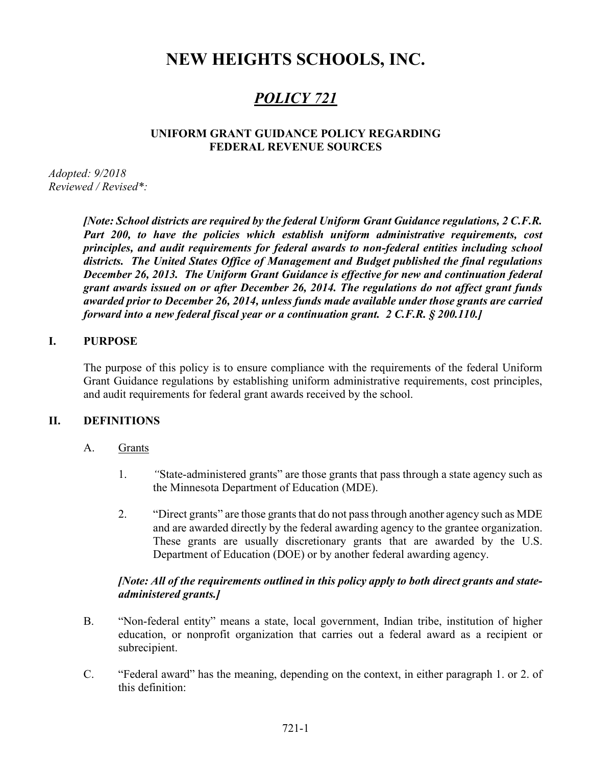# NEW HEIGHTS SCHOOLS, INC.

## *POLICY 721*

### UNIFORM GRANT GUIDANCE POLICY REGARDING FEDERAL REVENUE SOURCES

*Adopted: 9/2018*
*Reviewed / Revised\*:*

***[Note: School districts are required by the federal Uniform Grant Guidance regulations, 2 C.F.R. Part 200, to have the policies which establish uniform administrative requirements, cost principles, and audit requirements for federal awards to non-federal entities including school districts. The United States Office of Management and Budget published the final regulations December 26, 2013. The Uniform Grant Guidance is effective for new and continuation federal grant awards issued on or after December 26, 2014. The regulations do not affect grant funds awarded prior to December 26, 2014, unless funds made available under those grants are carried forward into a new federal fiscal year or a continuation grant. 2 C.F.R. § 200.110.]***

## I. PURPOSE

The purpose of this policy is to ensure compliance with the requirements of the federal Uniform Grant Guidance regulations by establishing uniform administrative requirements, cost principles, and audit requirements for federal grant awards received by the school.

## II. DEFINITIONS

A. Grants

1. "State-administered grants" are those grants that pass through a state agency such as the Minnesota Department of Education (MDE).

2. "Direct grants" are those grants that do not pass through another agency such as MDE and are awarded directly by the federal awarding agency to the grantee organization. These grants are usually discretionary grants that are awarded by the U.S. Department of Education (DOE) or by another federal awarding agency.

***[Note: All of the requirements outlined in this policy apply to both direct grants and state-administered grants.]***

B. "Non-federal entity" means a state, local government, Indian tribe, institution of higher education, or nonprofit organization that carries out a federal award as a recipient or subrecipient.

C. "Federal award" has the meaning, depending on the context, in either paragraph 1. or 2. of this definition: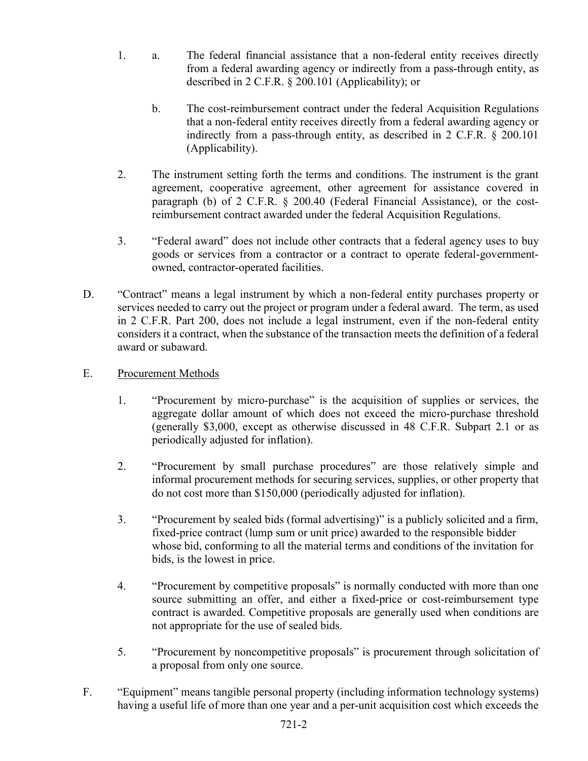1. a. The federal financial assistance that a non-federal entity receives directly from a federal awarding agency or indirectly from a pass-through entity, as described in 2 C.F.R. § 200.101 (Applicability); or

   b. The cost-reimbursement contract under the federal Acquisition Regulations that a non-federal entity receives directly from a federal awarding agency or indirectly from a pass-through entity, as described in 2 C.F.R. § 200.101 (Applicability).

2. The instrument setting forth the terms and conditions. The instrument is the grant agreement, cooperative agreement, other agreement for assistance covered in paragraph (b) of 2 C.F.R. § 200.40 (Federal Financial Assistance), or the cost-reimbursement contract awarded under the federal Acquisition Regulations.

3. "Federal award" does not include other contracts that a federal agency uses to buy goods or services from a contractor or a contract to operate federal-government-owned, contractor-operated facilities.

D. "Contract" means a legal instrument by which a non-federal entity purchases property or services needed to carry out the project or program under a federal award. The term, as used in 2 C.F.R. Part 200, does not include a legal instrument, even if the non-federal entity considers it a contract, when the substance of the transaction meets the definition of a federal award or subaward.

E. <u>Procurement Methods</u>

1. "Procurement by micro-purchase" is the acquisition of supplies or services, the aggregate dollar amount of which does not exceed the micro-purchase threshold (generally $3,000, except as otherwise discussed in 48 C.F.R. Subpart 2.1 or as periodically adjusted for inflation).

2. "Procurement by small purchase procedures" are those relatively simple and informal procurement methods for securing services, supplies, or other property that do not cost more than $150,000 (periodically adjusted for inflation).

3. "Procurement by sealed bids (formal advertising)" is a publicly solicited and a firm, fixed-price contract (lump sum or unit price) awarded to the responsible bidder whose bid, conforming to all the material terms and conditions of the invitation for bids, is the lowest in price.

4. "Procurement by competitive proposals" is normally conducted with more than one source submitting an offer, and either a fixed-price or cost-reimbursement type contract is awarded. Competitive proposals are generally used when conditions are not appropriate for the use of sealed bids.

5. "Procurement by noncompetitive proposals" is procurement through solicitation of a proposal from only one source.

F. "Equipment" means tangible personal property (including information technology systems) having a useful life of more than one year and a per-unit acquisition cost which exceeds the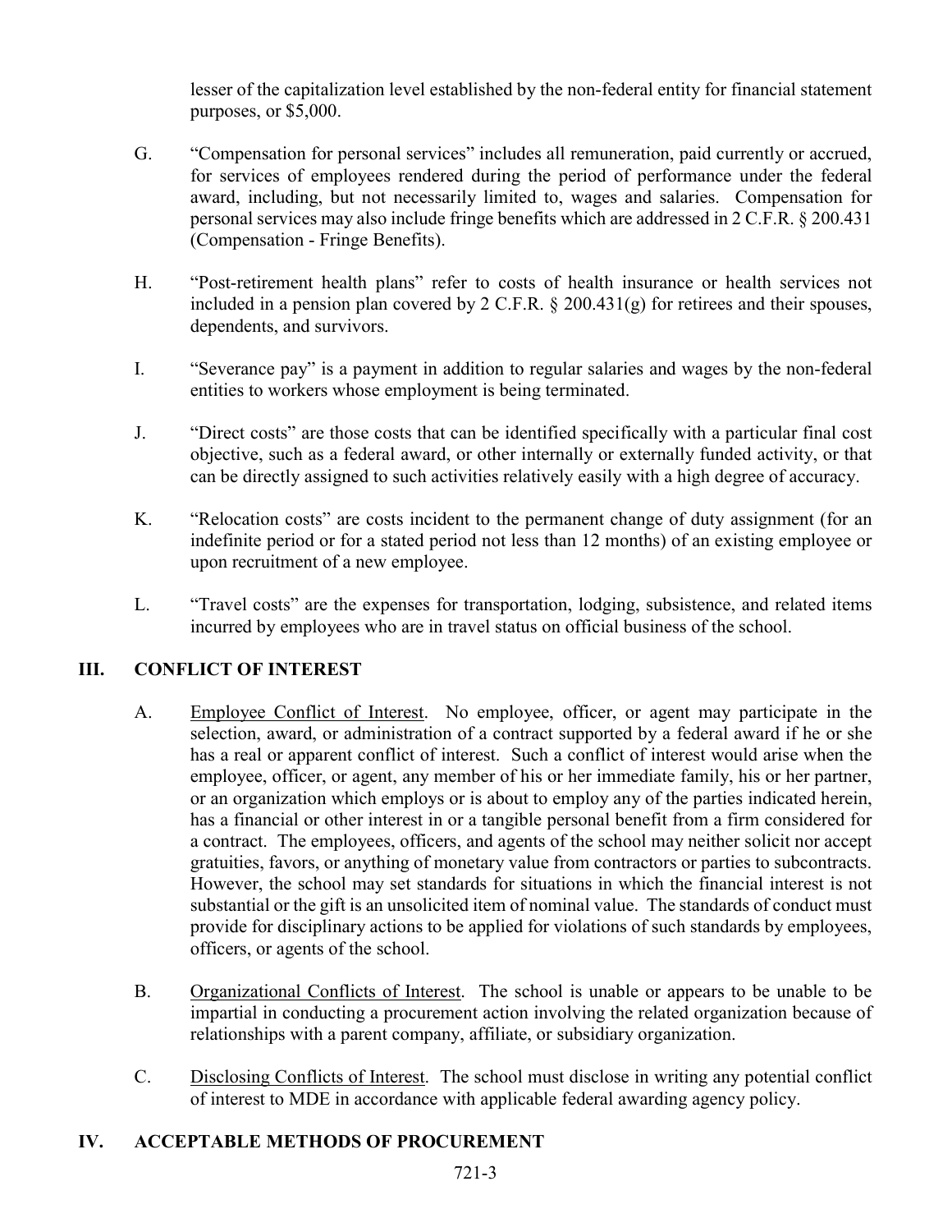lesser of the capitalization level established by the non-federal entity for financial statement purposes, or $5,000.

G. "Compensation for personal services" includes all remuneration, paid currently or accrued, for services of employees rendered during the period of performance under the federal award, including, but not necessarily limited to, wages and salaries. Compensation for personal services may also include fringe benefits which are addressed in 2 C.F.R. § 200.431 (Compensation - Fringe Benefits).

H. "Post-retirement health plans" refer to costs of health insurance or health services not included in a pension plan covered by 2 C.F.R. § 200.431(g) for retirees and their spouses, dependents, and survivors.

I. "Severance pay" is a payment in addition to regular salaries and wages by the non-federal entities to workers whose employment is being terminated.

J. "Direct costs" are those costs that can be identified specifically with a particular final cost objective, such as a federal award, or other internally or externally funded activity, or that can be directly assigned to such activities relatively easily with a high degree of accuracy.

K. "Relocation costs" are costs incident to the permanent change of duty assignment (for an indefinite period or for a stated period not less than 12 months) of an existing employee or upon recruitment of a new employee.

L. "Travel costs" are the expenses for transportation, lodging, subsistence, and related items incurred by employees who are in travel status on official business of the school.

## III. CONFLICT OF INTEREST

A. Employee Conflict of Interest. No employee, officer, or agent may participate in the selection, award, or administration of a contract supported by a federal award if he or she has a real or apparent conflict of interest. Such a conflict of interest would arise when the employee, officer, or agent, any member of his or her immediate family, his or her partner, or an organization which employs or is about to employ any of the parties indicated herein, has a financial or other interest in or a tangible personal benefit from a firm considered for a contract. The employees, officers, and agents of the school may neither solicit nor accept gratuities, favors, or anything of monetary value from contractors or parties to subcontracts. However, the school may set standards for situations in which the financial interest is not substantial or the gift is an unsolicited item of nominal value. The standards of conduct must provide for disciplinary actions to be applied for violations of such standards by employees, officers, or agents of the school.

B. Organizational Conflicts of Interest. The school is unable or appears to be unable to be impartial in conducting a procurement action involving the related organization because of relationships with a parent company, affiliate, or subsidiary organization.

C. Disclosing Conflicts of Interest. The school must disclose in writing any potential conflict of interest to MDE in accordance with applicable federal awarding agency policy.

## IV. ACCEPTABLE METHODS OF PROCUREMENT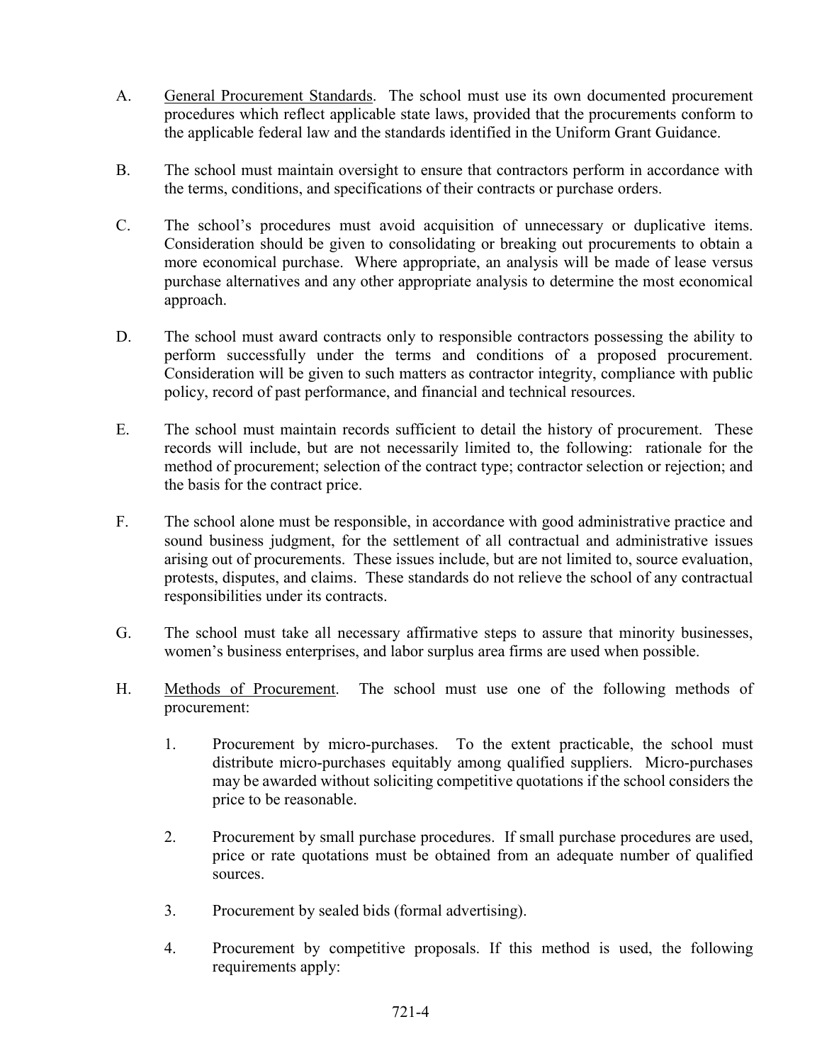A. <u>General Procurement Standards</u>. The school must use its own documented procurement procedures which reflect applicable state laws, provided that the procurements conform to the applicable federal law and the standards identified in the Uniform Grant Guidance.

B. The school must maintain oversight to ensure that contractors perform in accordance with the terms, conditions, and specifications of their contracts or purchase orders.

C. The school's procedures must avoid acquisition of unnecessary or duplicative items. Consideration should be given to consolidating or breaking out procurements to obtain a more economical purchase. Where appropriate, an analysis will be made of lease versus purchase alternatives and any other appropriate analysis to determine the most economical approach.

D. The school must award contracts only to responsible contractors possessing the ability to perform successfully under the terms and conditions of a proposed procurement. Consideration will be given to such matters as contractor integrity, compliance with public policy, record of past performance, and financial and technical resources.

E. The school must maintain records sufficient to detail the history of procurement. These records will include, but are not necessarily limited to, the following: rationale for the method of procurement; selection of the contract type; contractor selection or rejection; and the basis for the contract price.

F. The school alone must be responsible, in accordance with good administrative practice and sound business judgment, for the settlement of all contractual and administrative issues arising out of procurements. These issues include, but are not limited to, source evaluation, protests, disputes, and claims. These standards do not relieve the school of any contractual responsibilities under its contracts.

G. The school must take all necessary affirmative steps to assure that minority businesses, women's business enterprises, and labor surplus area firms are used when possible.

H. <u>Methods of Procurement</u>. The school must use one of the following methods of procurement:

1. Procurement by micro-purchases. To the extent practicable, the school must distribute micro-purchases equitably among qualified suppliers. Micro-purchases may be awarded without soliciting competitive quotations if the school considers the price to be reasonable.

2. Procurement by small purchase procedures. If small purchase procedures are used, price or rate quotations must be obtained from an adequate number of qualified sources.

3. Procurement by sealed bids (formal advertising).

4. Procurement by competitive proposals. If this method is used, the following requirements apply: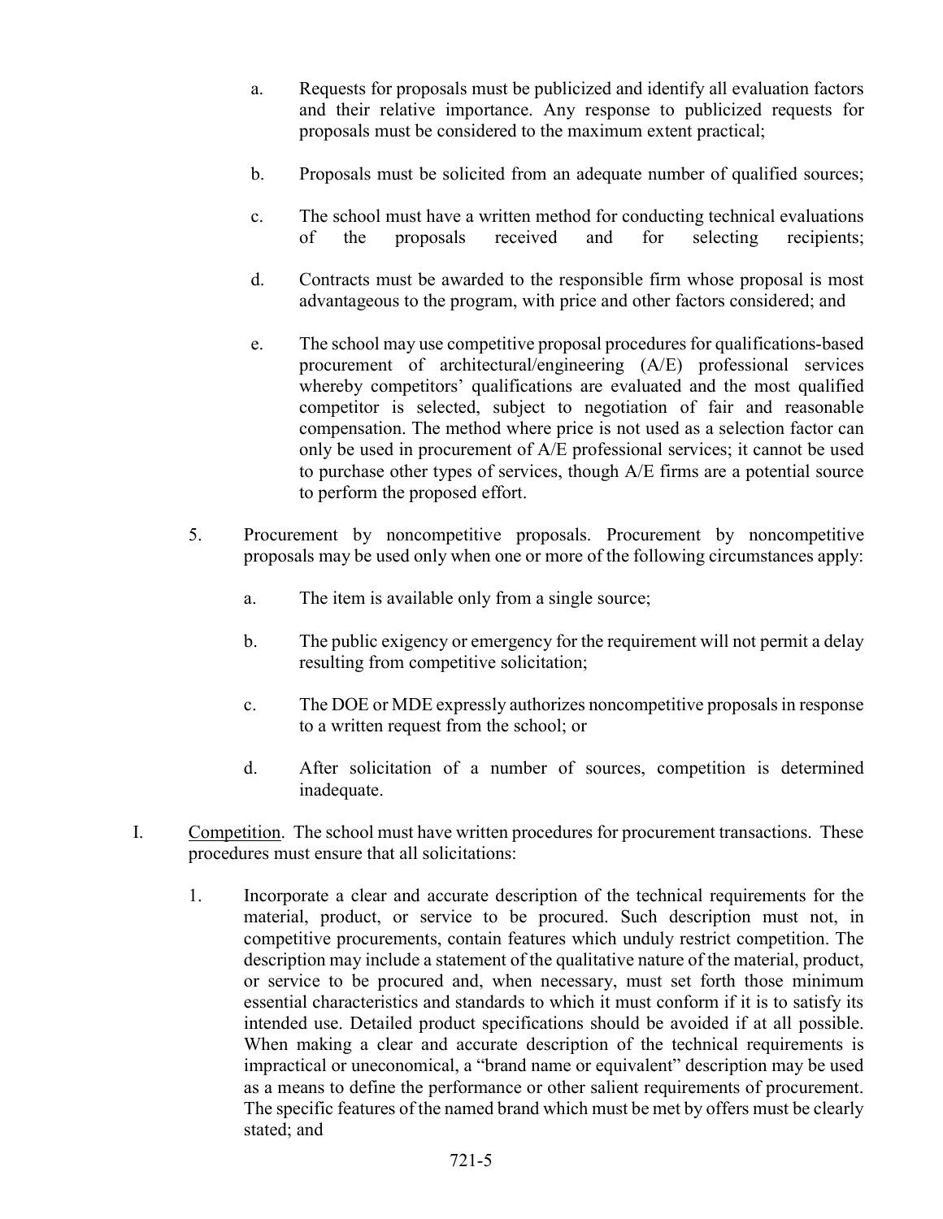a. Requests for proposals must be publicized and identify all evaluation factors and their relative importance. Any response to publicized requests for proposals must be considered to the maximum extent practical;

b. Proposals must be solicited from an adequate number of qualified sources;

c. The school must have a written method for conducting technical evaluations of the proposals received and for selecting recipients;

d. Contracts must be awarded to the responsible firm whose proposal is most advantageous to the program, with price and other factors considered; and

e. The school may use competitive proposal procedures for qualifications-based procurement of architectural/engineering (A/E) professional services whereby competitors' qualifications are evaluated and the most qualified competitor is selected, subject to negotiation of fair and reasonable compensation. The method where price is not used as a selection factor can only be used in procurement of A/E professional services; it cannot be used to purchase other types of services, though A/E firms are a potential source to perform the proposed effort.

5. Procurement by noncompetitive proposals. Procurement by noncompetitive proposals may be used only when one or more of the following circumstances apply:

   a. The item is available only from a single source;

   b. The public exigency or emergency for the requirement will not permit a delay resulting from competitive solicitation;

   c. The DOE or MDE expressly authorizes noncompetitive proposals in response to a written request from the school; or

   d. After solicitation of a number of sources, competition is determined inadequate.

I. <u>Competition</u>. The school must have written procedures for procurement transactions. These procedures must ensure that all solicitations:

   1. Incorporate a clear and accurate description of the technical requirements for the material, product, or service to be procured. Such description must not, in competitive procurements, contain features which unduly restrict competition. The description may include a statement of the qualitative nature of the material, product, or service to be procured and, when necessary, must set forth those minimum essential characteristics and standards to which it must conform if it is to satisfy its intended use. Detailed product specifications should be avoided if at all possible. When making a clear and accurate description of the technical requirements is impractical or uneconomical, a "brand name or equivalent" description may be used as a means to define the performance or other salient requirements of procurement. The specific features of the named brand which must be met by offers must be clearly stated; and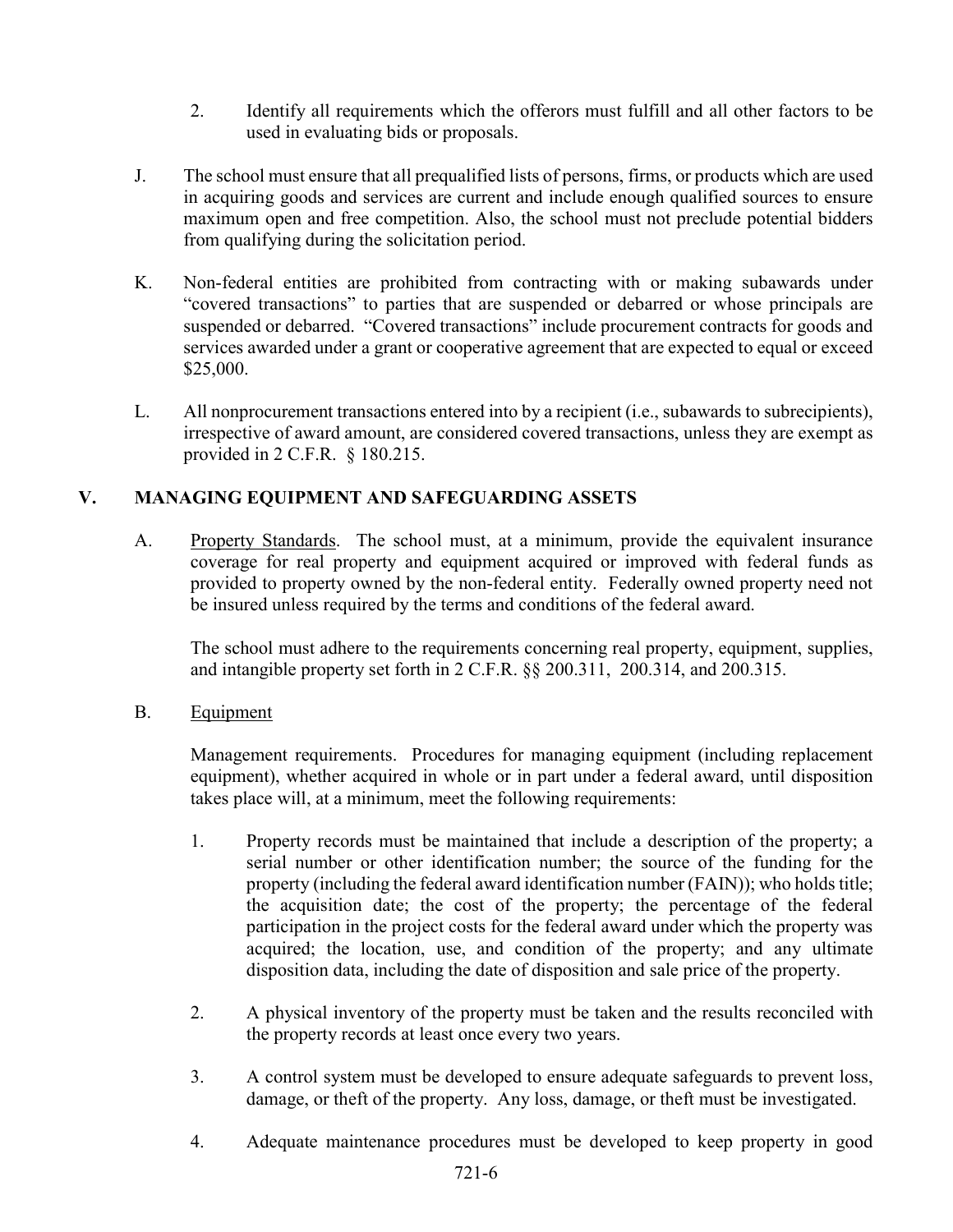2. Identify all requirements which the offerors must fulfill and all other factors to be used in evaluating bids or proposals.

J. The school must ensure that all prequalified lists of persons, firms, or products which are used in acquiring goods and services are current and include enough qualified sources to ensure maximum open and free competition. Also, the school must not preclude potential bidders from qualifying during the solicitation period.

K. Non-federal entities are prohibited from contracting with or making subawards under "covered transactions" to parties that are suspended or debarred or whose principals are suspended or debarred. "Covered transactions" include procurement contracts for goods and services awarded under a grant or cooperative agreement that are expected to equal or exceed $25,000.

L. All nonprocurement transactions entered into by a recipient (i.e., subawards to subrecipients), irrespective of award amount, are considered covered transactions, unless they are exempt as provided in 2 C.F.R. § 180.215.

## V. MANAGING EQUIPMENT AND SAFEGUARDING ASSETS

A. Property Standards. The school must, at a minimum, provide the equivalent insurance coverage for real property and equipment acquired or improved with federal funds as provided to property owned by the non-federal entity. Federally owned property need not be insured unless required by the terms and conditions of the federal award.

The school must adhere to the requirements concerning real property, equipment, supplies, and intangible property set forth in 2 C.F.R. §§ 200.311, 200.314, and 200.315.

B. Equipment

Management requirements. Procedures for managing equipment (including replacement equipment), whether acquired in whole or in part under a federal award, until disposition takes place will, at a minimum, meet the following requirements:

1. Property records must be maintained that include a description of the property; a serial number or other identification number; the source of the funding for the property (including the federal award identification number (FAIN)); who holds title; the acquisition date; the cost of the property; the percentage of the federal participation in the project costs for the federal award under which the property was acquired; the location, use, and condition of the property; and any ultimate disposition data, including the date of disposition and sale price of the property.

2. A physical inventory of the property must be taken and the results reconciled with the property records at least once every two years.

3. A control system must be developed to ensure adequate safeguards to prevent loss, damage, or theft of the property. Any loss, damage, or theft must be investigated.

4. Adequate maintenance procedures must be developed to keep property in good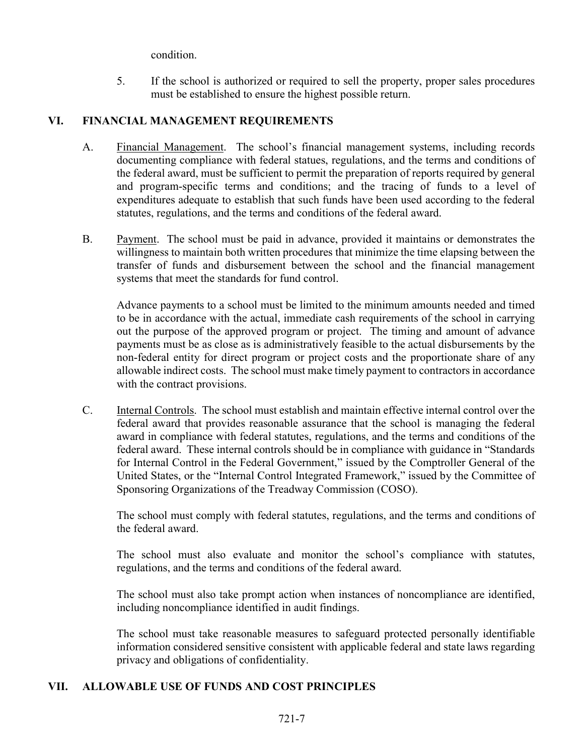condition.

5. If the school is authorized or required to sell the property, proper sales procedures must be established to ensure the highest possible return.

## VI. FINANCIAL MANAGEMENT REQUIREMENTS

A. Financial Management. The school's financial management systems, including records documenting compliance with federal statues, regulations, and the terms and conditions of the federal award, must be sufficient to permit the preparation of reports required by general and program-specific terms and conditions; and the tracing of funds to a level of expenditures adequate to establish that such funds have been used according to the federal statutes, regulations, and the terms and conditions of the federal award.

B. Payment. The school must be paid in advance, provided it maintains or demonstrates the willingness to maintain both written procedures that minimize the time elapsing between the transfer of funds and disbursement between the school and the financial management systems that meet the standards for fund control.

Advance payments to a school must be limited to the minimum amounts needed and timed to be in accordance with the actual, immediate cash requirements of the school in carrying out the purpose of the approved program or project. The timing and amount of advance payments must be as close as is administratively feasible to the actual disbursements by the non-federal entity for direct program or project costs and the proportionate share of any allowable indirect costs. The school must make timely payment to contractors in accordance with the contract provisions.

C. Internal Controls. The school must establish and maintain effective internal control over the federal award that provides reasonable assurance that the school is managing the federal award in compliance with federal statutes, regulations, and the terms and conditions of the federal award. These internal controls should be in compliance with guidance in "Standards for Internal Control in the Federal Government," issued by the Comptroller General of the United States, or the "Internal Control Integrated Framework," issued by the Committee of Sponsoring Organizations of the Treadway Commission (COSO).

The school must comply with federal statutes, regulations, and the terms and conditions of the federal award.

The school must also evaluate and monitor the school's compliance with statutes, regulations, and the terms and conditions of the federal award.

The school must also take prompt action when instances of noncompliance are identified, including noncompliance identified in audit findings.

The school must take reasonable measures to safeguard protected personally identifiable information considered sensitive consistent with applicable federal and state laws regarding privacy and obligations of confidentiality.

## VII. ALLOWABLE USE OF FUNDS AND COST PRINCIPLES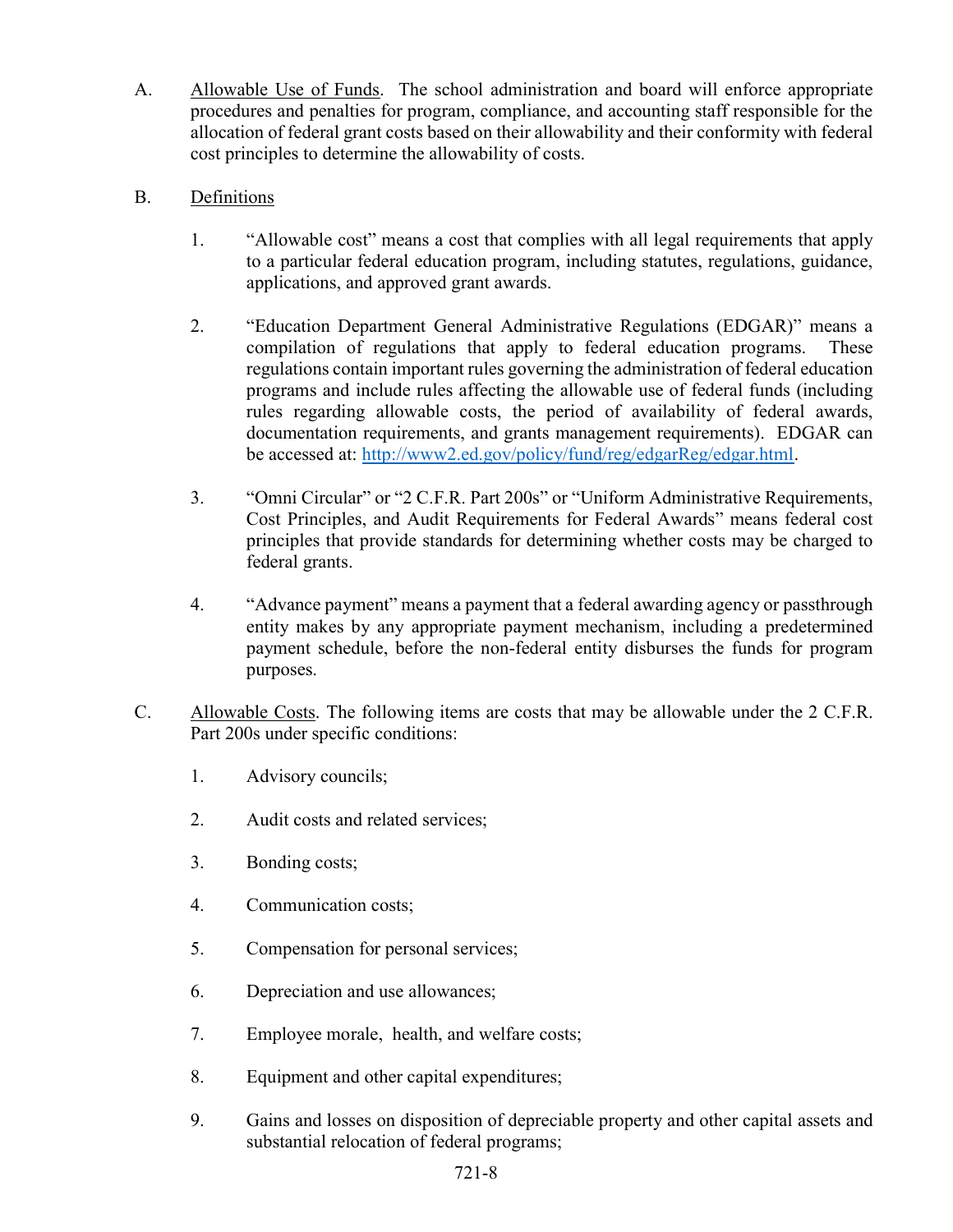A. Allowable Use of Funds. The school administration and board will enforce appropriate procedures and penalties for program, compliance, and accounting staff responsible for the allocation of federal grant costs based on their allowability and their conformity with federal cost principles to determine the allowability of costs.

B. Definitions

1. "Allowable cost" means a cost that complies with all legal requirements that apply to a particular federal education program, including statutes, regulations, guidance, applications, and approved grant awards.

2. "Education Department General Administrative Regulations (EDGAR)" means a compilation of regulations that apply to federal education programs. These regulations contain important rules governing the administration of federal education programs and include rules affecting the allowable use of federal funds (including rules regarding allowable costs, the period of availability of federal awards, documentation requirements, and grants management requirements). EDGAR can be accessed at: [http://www2.ed.gov/policy/fund/reg/edgarReg/edgar.html](http://www2.ed.gov/policy/fund/reg/edgarReg/edgar.html).

3. "Omni Circular" or "2 C.F.R. Part 200s" or "Uniform Administrative Requirements, Cost Principles, and Audit Requirements for Federal Awards" means federal cost principles that provide standards for determining whether costs may be charged to federal grants.

4. "Advance payment" means a payment that a federal awarding agency or passthrough entity makes by any appropriate payment mechanism, including a predetermined payment schedule, before the non-federal entity disburses the funds for program purposes.

C. Allowable Costs. The following items are costs that may be allowable under the 2 C.F.R. Part 200s under specific conditions:

1. Advisory councils;

2. Audit costs and related services;

3. Bonding costs;

4. Communication costs;

5. Compensation for personal services;

6. Depreciation and use allowances;

7. Employee morale, health, and welfare costs;

8. Equipment and other capital expenditures;

9. Gains and losses on disposition of depreciable property and other capital assets and substantial relocation of federal programs;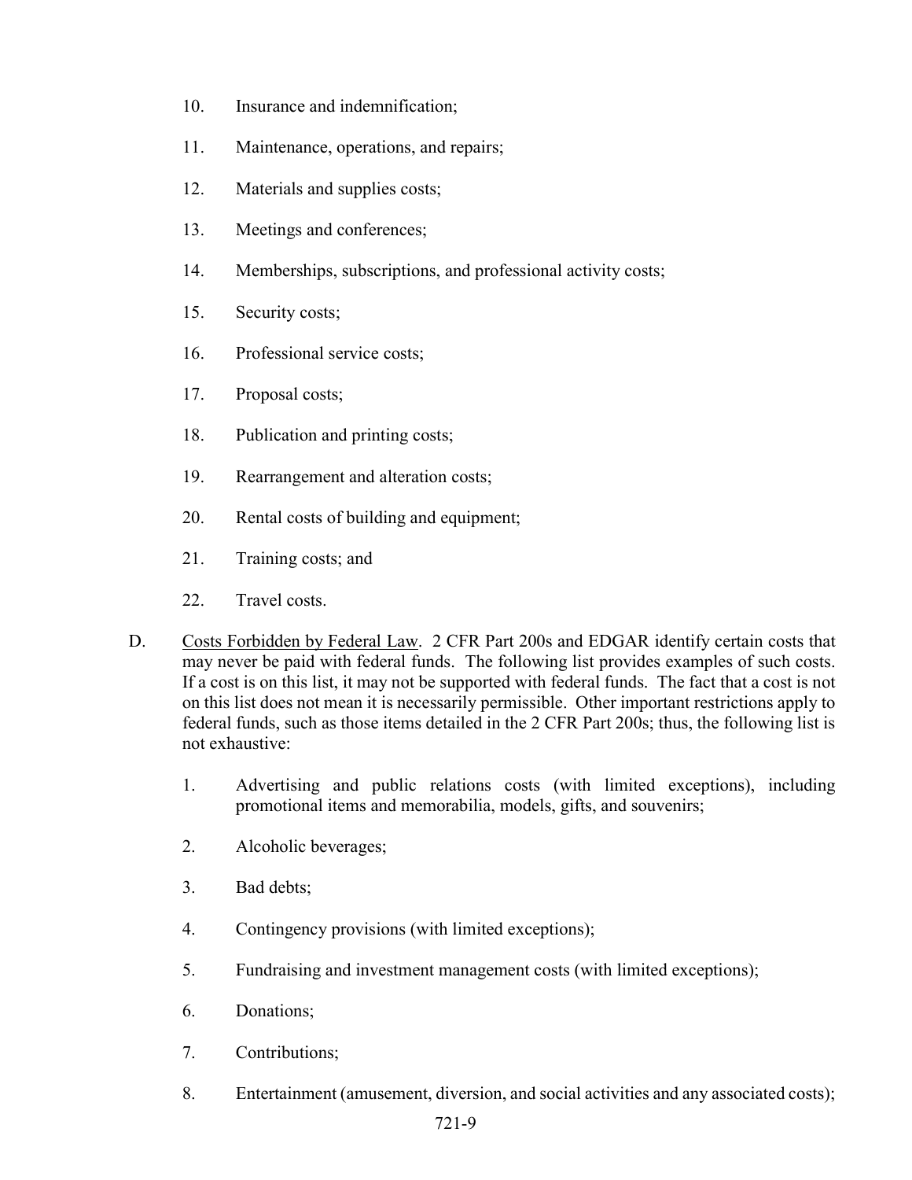10. Insurance and indemnification;

11. Maintenance, operations, and repairs;

12. Materials and supplies costs;

13. Meetings and conferences;

14. Memberships, subscriptions, and professional activity costs;

15. Security costs;

16. Professional service costs;

17. Proposal costs;

18. Publication and printing costs;

19. Rearrangement and alteration costs;

20. Rental costs of building and equipment;

21. Training costs; and

22. Travel costs.

D. Costs Forbidden by Federal Law. 2 CFR Part 200s and EDGAR identify certain costs that may never be paid with federal funds. The following list provides examples of such costs. If a cost is on this list, it may not be supported with federal funds. The fact that a cost is not on this list does not mean it is necessarily permissible. Other important restrictions apply to federal funds, such as those items detailed in the 2 CFR Part 200s; thus, the following list is not exhaustive:

1. Advertising and public relations costs (with limited exceptions), including promotional items and memorabilia, models, gifts, and souvenirs;

2. Alcoholic beverages;

3. Bad debts;

4. Contingency provisions (with limited exceptions);

5. Fundraising and investment management costs (with limited exceptions);

6. Donations;

7. Contributions;

8. Entertainment (amusement, diversion, and social activities and any associated costs);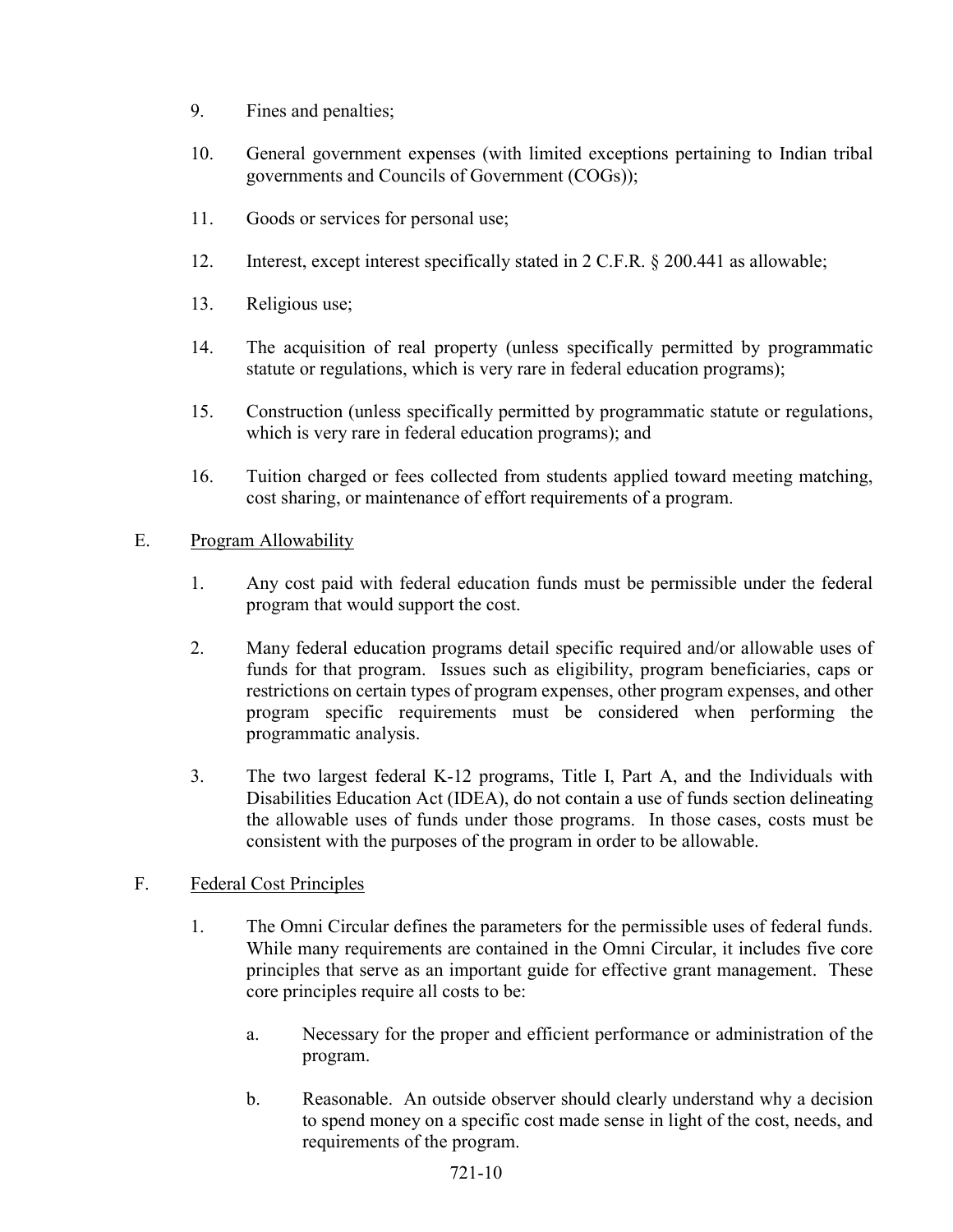9. Fines and penalties;

10. General government expenses (with limited exceptions pertaining to Indian tribal governments and Councils of Government (COGs));

11. Goods or services for personal use;

12. Interest, except interest specifically stated in 2 C.F.R. § 200.441 as allowable;

13. Religious use;

14. The acquisition of real property (unless specifically permitted by programmatic statute or regulations, which is very rare in federal education programs);

15. Construction (unless specifically permitted by programmatic statute or regulations, which is very rare in federal education programs); and

16. Tuition charged or fees collected from students applied toward meeting matching, cost sharing, or maintenance of effort requirements of a program.

E. <u>Program Allowability</u>

1. Any cost paid with federal education funds must be permissible under the federal program that would support the cost.

2. Many federal education programs detail specific required and/or allowable uses of funds for that program. Issues such as eligibility, program beneficiaries, caps or restrictions on certain types of program expenses, other program expenses, and other program specific requirements must be considered when performing the programmatic analysis.

3. The two largest federal K-12 programs, Title I, Part A, and the Individuals with Disabilities Education Act (IDEA), do not contain a use of funds section delineating the allowable uses of funds under those programs. In those cases, costs must be consistent with the purposes of the program in order to be allowable.

F. <u>Federal Cost Principles</u>

1. The Omni Circular defines the parameters for the permissible uses of federal funds. While many requirements are contained in the Omni Circular, it includes five core principles that serve as an important guide for effective grant management. These core principles require all costs to be:

   a. Necessary for the proper and efficient performance or administration of the program.

   b. Reasonable. An outside observer should clearly understand why a decision to spend money on a specific cost made sense in light of the cost, needs, and requirements of the program.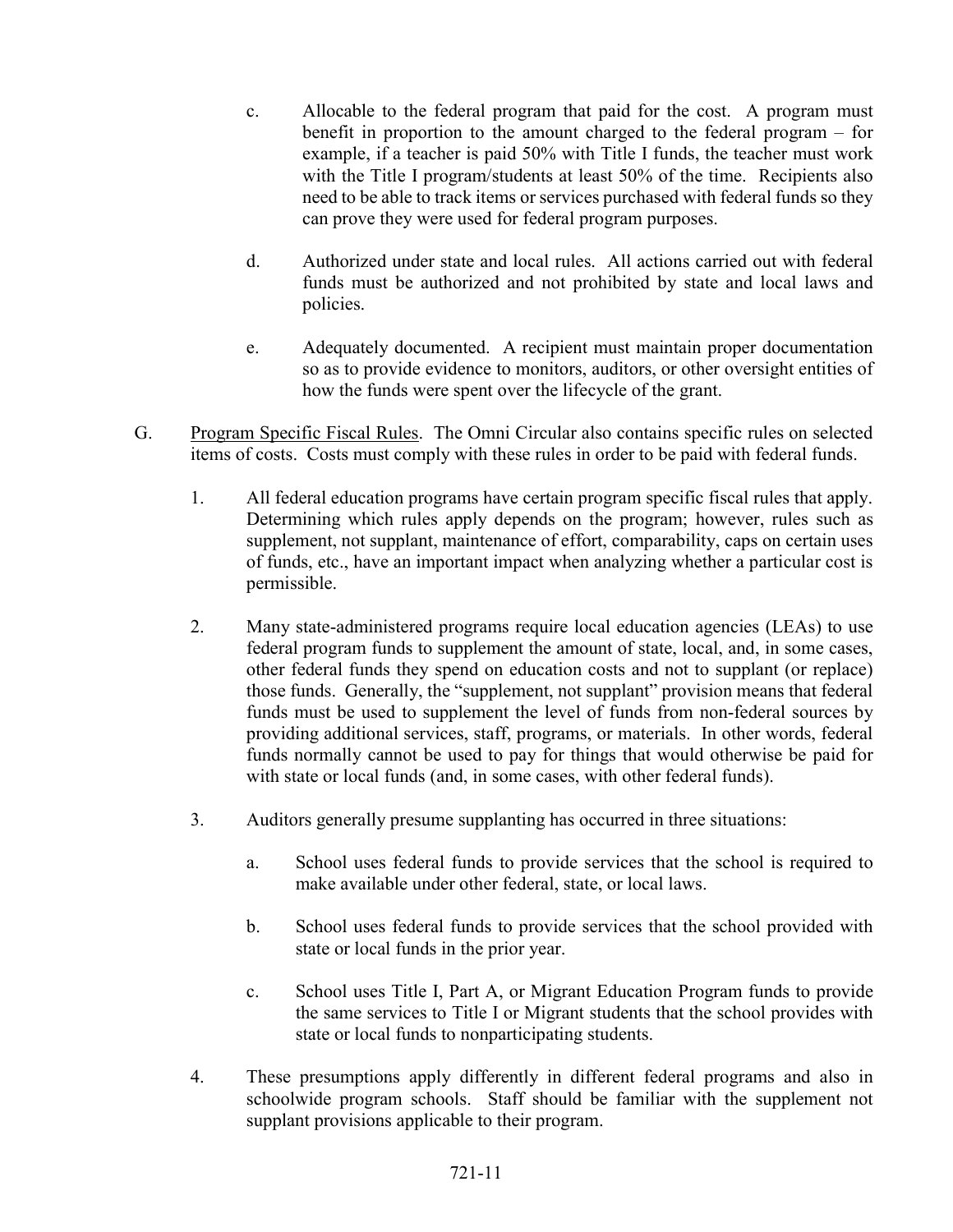c. Allocable to the federal program that paid for the cost. A program must benefit in proportion to the amount charged to the federal program – for example, if a teacher is paid 50% with Title I funds, the teacher must work with the Title I program/students at least 50% of the time. Recipients also need to be able to track items or services purchased with federal funds so they can prove they were used for federal program purposes.

d. Authorized under state and local rules. All actions carried out with federal funds must be authorized and not prohibited by state and local laws and policies.

e. Adequately documented. A recipient must maintain proper documentation so as to provide evidence to monitors, auditors, or other oversight entities of how the funds were spent over the lifecycle of the grant.

G. Program Specific Fiscal Rules. The Omni Circular also contains specific rules on selected items of costs. Costs must comply with these rules in order to be paid with federal funds.

1. All federal education programs have certain program specific fiscal rules that apply. Determining which rules apply depends on the program; however, rules such as supplement, not supplant, maintenance of effort, comparability, caps on certain uses of funds, etc., have an important impact when analyzing whether a particular cost is permissible.

2. Many state-administered programs require local education agencies (LEAs) to use federal program funds to supplement the amount of state, local, and, in some cases, other federal funds they spend on education costs and not to supplant (or replace) those funds. Generally, the "supplement, not supplant" provision means that federal funds must be used to supplement the level of funds from non-federal sources by providing additional services, staff, programs, or materials. In other words, federal funds normally cannot be used to pay for things that would otherwise be paid for with state or local funds (and, in some cases, with other federal funds).

3. Auditors generally presume supplanting has occurred in three situations:

   a. School uses federal funds to provide services that the school is required to make available under other federal, state, or local laws.

   b. School uses federal funds to provide services that the school provided with state or local funds in the prior year.

   c. School uses Title I, Part A, or Migrant Education Program funds to provide the same services to Title I or Migrant students that the school provides with state or local funds to nonparticipating students.

4. These presumptions apply differently in different federal programs and also in schoolwide program schools. Staff should be familiar with the supplement not supplant provisions applicable to their program.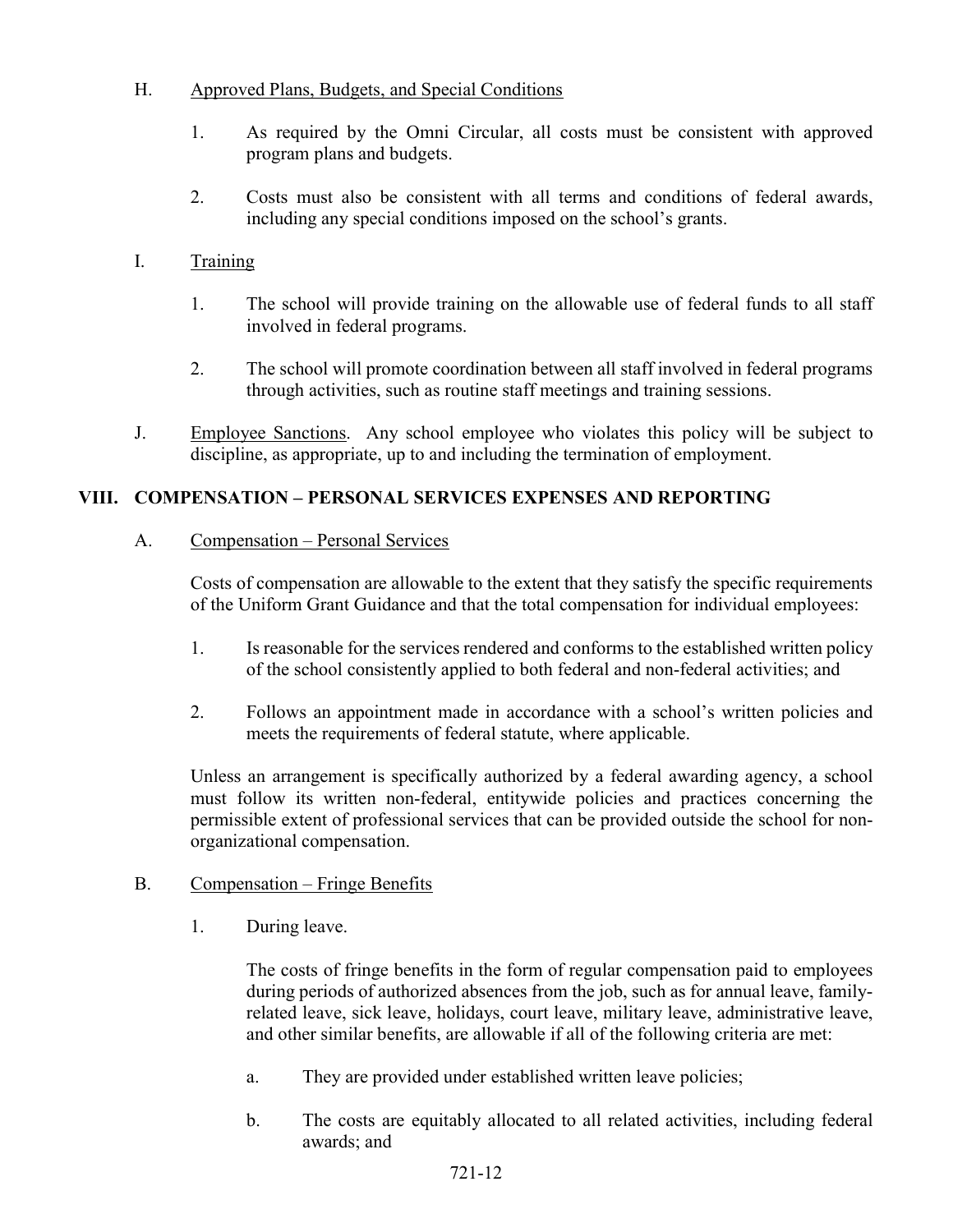H. Approved Plans, Budgets, and Special Conditions

1. As required by the Omni Circular, all costs must be consistent with approved program plans and budgets.

2. Costs must also be consistent with all terms and conditions of federal awards, including any special conditions imposed on the school's grants.

I. Training

1. The school will provide training on the allowable use of federal funds to all staff involved in federal programs.

2. The school will promote coordination between all staff involved in federal programs through activities, such as routine staff meetings and training sessions.

J. Employee Sanctions. Any school employee who violates this policy will be subject to discipline, as appropriate, up to and including the termination of employment.

## VIII. COMPENSATION – PERSONAL SERVICES EXPENSES AND REPORTING

A. Compensation – Personal Services

Costs of compensation are allowable to the extent that they satisfy the specific requirements of the Uniform Grant Guidance and that the total compensation for individual employees:

1. Is reasonable for the services rendered and conforms to the established written policy of the school consistently applied to both federal and non-federal activities; and

2. Follows an appointment made in accordance with a school's written policies and meets the requirements of federal statute, where applicable.

Unless an arrangement is specifically authorized by a federal awarding agency, a school must follow its written non-federal, entitywide policies and practices concerning the permissible extent of professional services that can be provided outside the school for non-organizational compensation.

B. Compensation – Fringe Benefits

1. During leave.

The costs of fringe benefits in the form of regular compensation paid to employees during periods of authorized absences from the job, such as for annual leave, family-related leave, sick leave, holidays, court leave, military leave, administrative leave, and other similar benefits, are allowable if all of the following criteria are met:

a. They are provided under established written leave policies;

b. The costs are equitably allocated to all related activities, including federal awards; and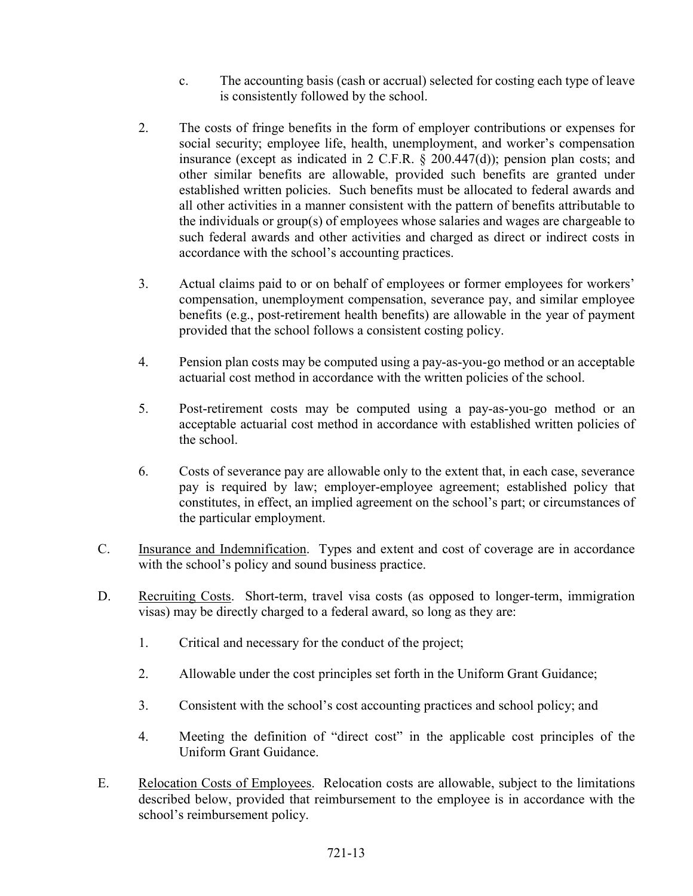c. The accounting basis (cash or accrual) selected for costing each type of leave is consistently followed by the school.

2. The costs of fringe benefits in the form of employer contributions or expenses for social security; employee life, health, unemployment, and worker's compensation insurance (except as indicated in 2 C.F.R. § 200.447(d)); pension plan costs; and other similar benefits are allowable, provided such benefits are granted under established written policies. Such benefits must be allocated to federal awards and all other activities in a manner consistent with the pattern of benefits attributable to the individuals or group(s) of employees whose salaries and wages are chargeable to such federal awards and other activities and charged as direct or indirect costs in accordance with the school's accounting practices.

3. Actual claims paid to or on behalf of employees or former employees for workers' compensation, unemployment compensation, severance pay, and similar employee benefits (e.g., post-retirement health benefits) are allowable in the year of payment provided that the school follows a consistent costing policy.

4. Pension plan costs may be computed using a pay-as-you-go method or an acceptable actuarial cost method in accordance with the written policies of the school.

5. Post-retirement costs may be computed using a pay-as-you-go method or an acceptable actuarial cost method in accordance with established written policies of the school.

6. Costs of severance pay are allowable only to the extent that, in each case, severance pay is required by law; employer-employee agreement; established policy that constitutes, in effect, an implied agreement on the school's part; or circumstances of the particular employment.

C. Insurance and Indemnification. Types and extent and cost of coverage are in accordance with the school's policy and sound business practice.

D. Recruiting Costs. Short-term, travel visa costs (as opposed to longer-term, immigration visas) may be directly charged to a federal award, so long as they are:

1. Critical and necessary for the conduct of the project;

2. Allowable under the cost principles set forth in the Uniform Grant Guidance;

3. Consistent with the school's cost accounting practices and school policy; and

4. Meeting the definition of "direct cost" in the applicable cost principles of the Uniform Grant Guidance.

E. Relocation Costs of Employees. Relocation costs are allowable, subject to the limitations described below, provided that reimbursement to the employee is in accordance with the school's reimbursement policy.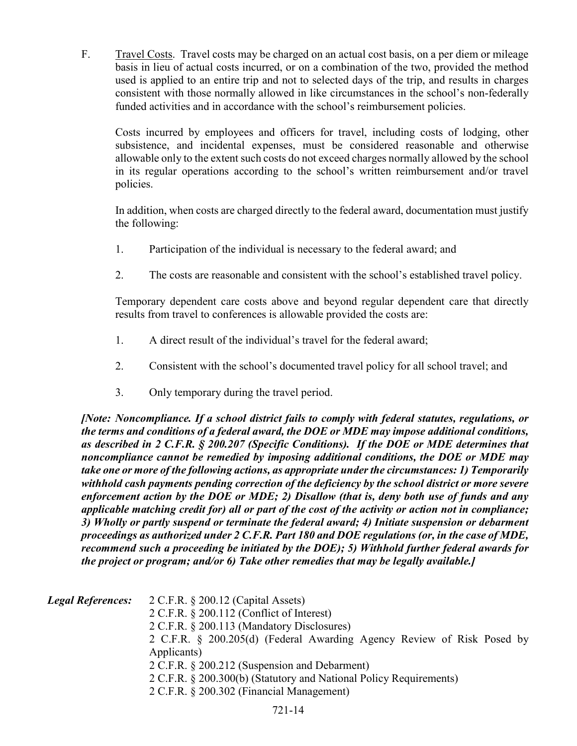F. Travel Costs. Travel costs may be charged on an actual cost basis, on a per diem or mileage basis in lieu of actual costs incurred, or on a combination of the two, provided the method used is applied to an entire trip and not to selected days of the trip, and results in charges consistent with those normally allowed in like circumstances in the school's non-federally funded activities and in accordance with the school's reimbursement policies.

Costs incurred by employees and officers for travel, including costs of lodging, other subsistence, and incidental expenses, must be considered reasonable and otherwise allowable only to the extent such costs do not exceed charges normally allowed by the school in its regular operations according to the school's written reimbursement and/or travel policies.

In addition, when costs are charged directly to the federal award, documentation must justify the following:

1. Participation of the individual is necessary to the federal award; and

2. The costs are reasonable and consistent with the school's established travel policy.

Temporary dependent care costs above and beyond regular dependent care that directly results from travel to conferences is allowable provided the costs are:

1. A direct result of the individual's travel for the federal award;

2. Consistent with the school's documented travel policy for all school travel; and

3. Only temporary during the travel period.

***[Note: Noncompliance. If a school district fails to comply with federal statutes, regulations, or the terms and conditions of a federal award, the DOE or MDE may impose additional conditions, as described in 2 C.F.R. § 200.207 (Specific Conditions). If the DOE or MDE determines that noncompliance cannot be remedied by imposing additional conditions, the DOE or MDE may take one or more of the following actions, as appropriate under the circumstances: 1) Temporarily withhold cash payments pending correction of the deficiency by the school district or more severe enforcement action by the DOE or MDE; 2) Disallow (that is, deny both use of funds and any applicable matching credit for) all or part of the cost of the activity or action not in compliance; 3) Wholly or partly suspend or terminate the federal award; 4) Initiate suspension or debarment proceedings as authorized under 2 C.F.R. Part 180 and DOE regulations (or, in the case of MDE, recommend such a proceeding be initiated by the DOE); 5) Withhold further federal awards for the project or program; and/or 6) Take other remedies that may be legally available.]***

***Legal References:***

2 C.F.R. § 200.12 (Capital Assets)
2 C.F.R. § 200.112 (Conflict of Interest)
2 C.F.R. § 200.113 (Mandatory Disclosures)
2 C.F.R. § 200.205(d) (Federal Awarding Agency Review of Risk Posed by Applicants)
2 C.F.R. § 200.212 (Suspension and Debarment)
2 C.F.R. § 200.300(b) (Statutory and National Policy Requirements)
2 C.F.R. § 200.302 (Financial Management)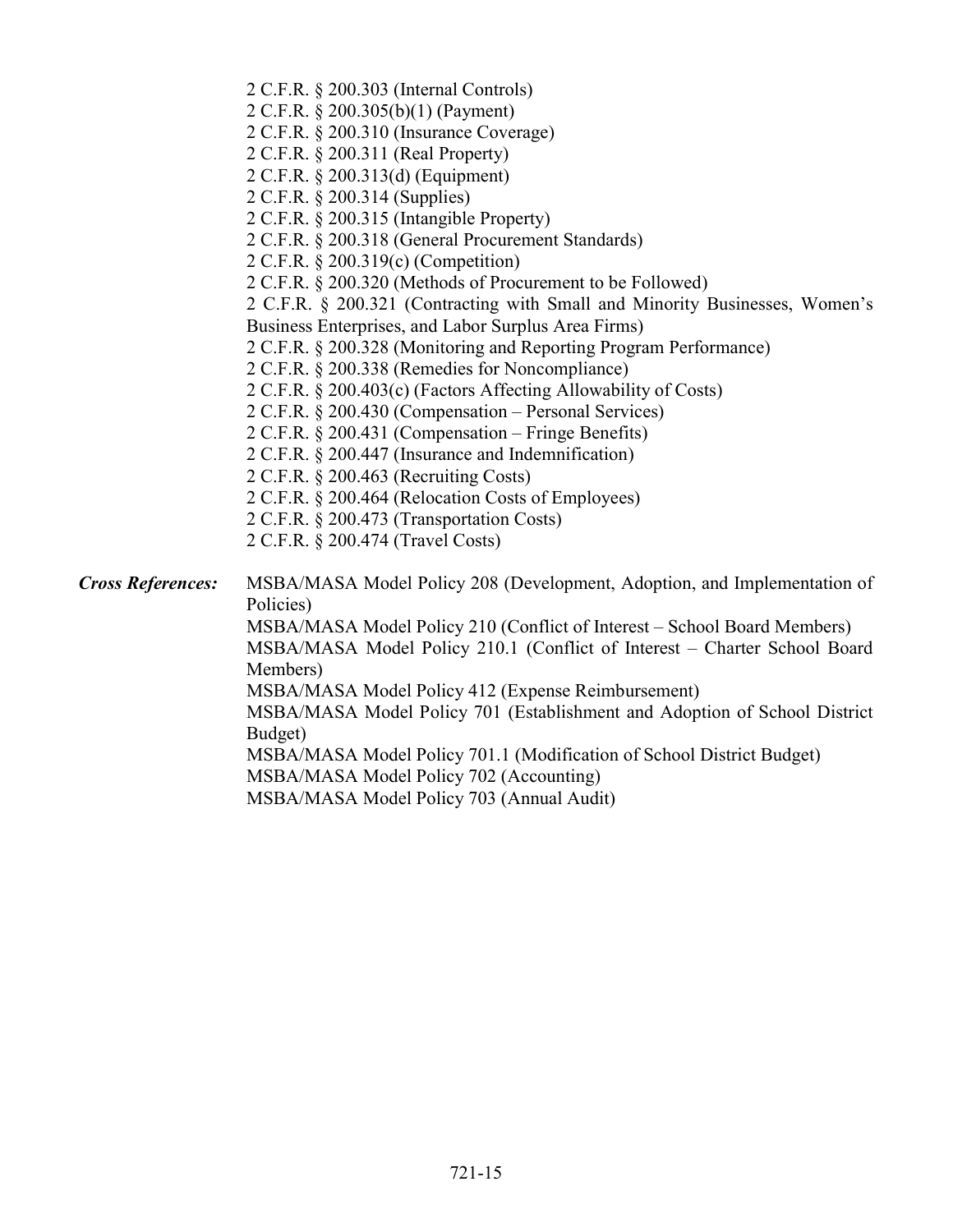2 C.F.R. § 200.303 (Internal Controls)
2 C.F.R. § 200.305(b)(1) (Payment)
2 C.F.R. § 200.310 (Insurance Coverage)
2 C.F.R. § 200.311 (Real Property)
2 C.F.R. § 200.313(d) (Equipment)
2 C.F.R. § 200.314 (Supplies)
2 C.F.R. § 200.315 (Intangible Property)
2 C.F.R. § 200.318 (General Procurement Standards)
2 C.F.R. § 200.319(c) (Competition)
2 C.F.R. § 200.320 (Methods of Procurement to be Followed)
2 C.F.R. § 200.321 (Contracting with Small and Minority Businesses, Women's Business Enterprises, and Labor Surplus Area Firms)
2 C.F.R. § 200.328 (Monitoring and Reporting Program Performance)
2 C.F.R. § 200.338 (Remedies for Noncompliance)
2 C.F.R. § 200.403(c) (Factors Affecting Allowability of Costs)
2 C.F.R. § 200.430 (Compensation – Personal Services)
2 C.F.R. § 200.431 (Compensation – Fringe Benefits)
2 C.F.R. § 200.447 (Insurance and Indemnification)
2 C.F.R. § 200.463 (Recruiting Costs)
2 C.F.R. § 200.464 (Relocation Costs of Employees)
2 C.F.R. § 200.473 (Transportation Costs)
2 C.F.R. § 200.474 (Travel Costs)

***Cross References:***
MSBA/MASA Model Policy 208 (Development, Adoption, and Implementation of Policies)
MSBA/MASA Model Policy 210 (Conflict of Interest – School Board Members)
MSBA/MASA Model Policy 210.1 (Conflict of Interest – Charter School Board Members)
MSBA/MASA Model Policy 412 (Expense Reimbursement)
MSBA/MASA Model Policy 701 (Establishment and Adoption of School District Budget)
MSBA/MASA Model Policy 701.1 (Modification of School District Budget)
MSBA/MASA Model Policy 702 (Accounting)
MSBA/MASA Model Policy 703 (Annual Audit)